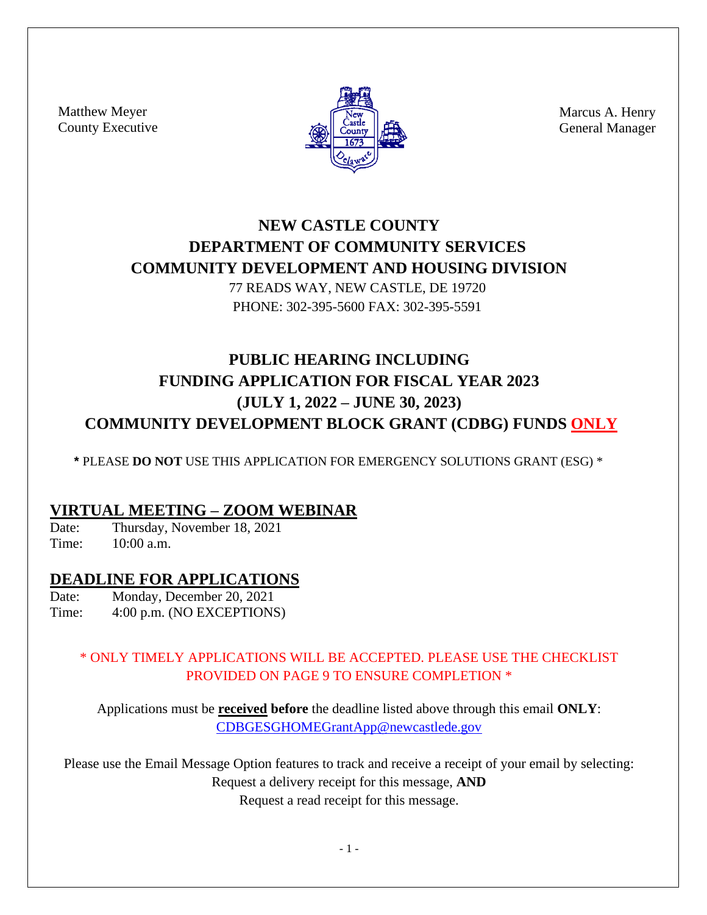Matthew Meyer
County Executive

Marcus A. Henry
General Manager

# NEW CASTLE COUNTY
# DEPARTMENT OF COMMUNITY SERVICES
# COMMUNITY DEVELOPMENT AND HOUSING DIVISION

77 READS WAY, NEW CASTLE, DE 19720
PHONE: 302-395-5600 FAX: 302-395-5591

## PUBLIC HEARING INCLUDING FUNDING APPLICATION FOR FISCAL YEAR 2023 (JULY 1, 2022 – JUNE 30, 2023) COMMUNITY DEVELOPMENT BLOCK GRANT (CDBG) FUNDS ONLY

**\*** PLEASE **DO NOT** USE THIS APPLICATION FOR EMERGENCY SOLUTIONS GRANT (ESG) *

## VIRTUAL MEETING – ZOOM WEBINAR

Date: Thursday, November 18, 2021
Time: 10:00 a.m.

## DEADLINE FOR APPLICATIONS

Date: Monday, December 20, 2021
Time: 4:00 p.m. (NO EXCEPTIONS)

\* ONLY TIMELY APPLICATIONS WILL BE ACCEPTED. PLEASE USE THE CHECKLIST PROVIDED ON PAGE 9 TO ENSURE COMPLETION *

Applications must be **received before** the deadline listed above through this email **ONLY**: CDBGESGHOMEGrantApp@newcastlede.gov

Please use the Email Message Option features to track and receive a receipt of your email by selecting:
Request a delivery receipt for this message, **AND**
Request a read receipt for this message.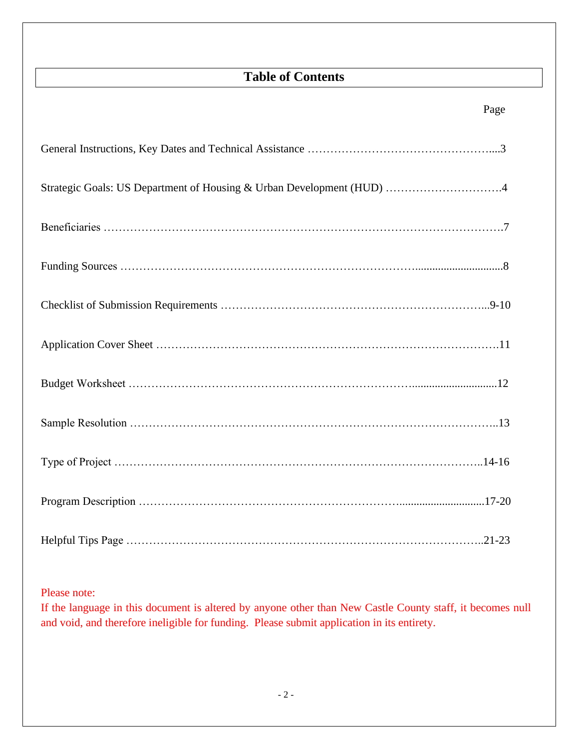# Table of Contents

| | Page |
|---|---|
| General Instructions, Key Dates and Technical Assistance | 3 |
| Strategic Goals: US Department of Housing & Urban Development (HUD) | 4 |
| Beneficiaries | 7 |
| Funding Sources | 8 |
| Checklist of Submission Requirements | 9-10 |
| Application Cover Sheet | 11 |
| Budget Worksheet | 12 |
| Sample Resolution | 13 |
| Type of Project | 14-16 |
| Program Description | 17-20 |
| Helpful Tips Page | 21-23 |

Please note:
If the language in this document is altered by anyone other than New Castle County staff, it becomes null and void, and therefore ineligible for funding. Please submit application in its entirety.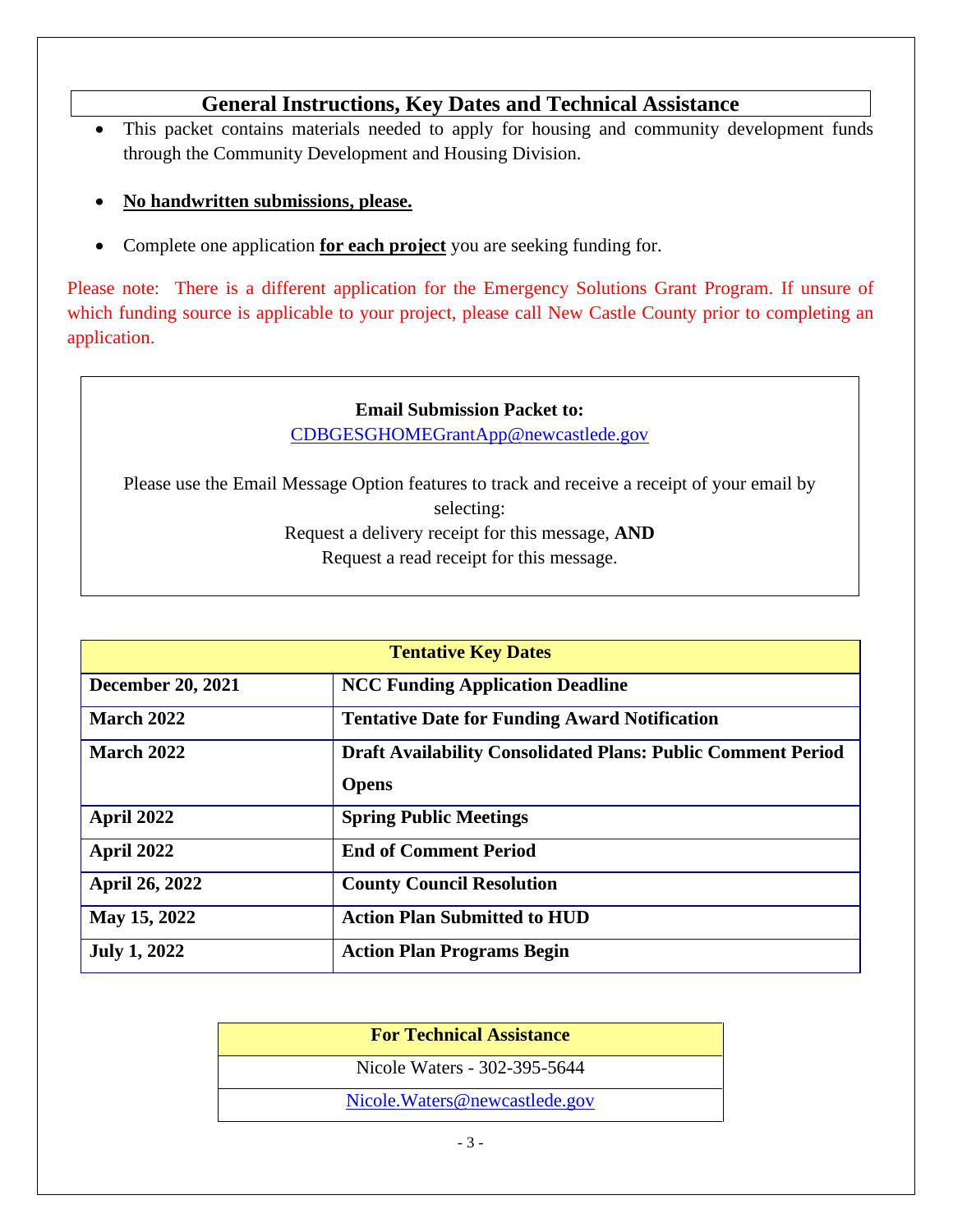## General Instructions, Key Dates and Technical Assistance

- This packet contains materials needed to apply for housing and community development funds through the Community Development and Housing Division.
- **No handwritten submissions, please.**
- Complete one application **for each project** you are seeking funding for.

Please note: There is a different application for the Emergency Solutions Grant Program. If unsure of which funding source is applicable to your project, please call New Castle County prior to completing an application.

**Email Submission Packet to:**
CDBGESGHOMEGrantApp@newcastlede.gov

Please use the Email Message Option features to track and receive a receipt of your email by selecting:
Request a delivery receipt for this message, **AND**
Request a read receipt for this message.

| **Tentative Key Dates** | |
|---|---|
| **December 20, 2021** | **NCC Funding Application Deadline** |
| **March 2022** | **Tentative Date for Funding Award Notification** |
| **March 2022** | **Draft Availability Consolidated Plans: Public Comment Period Opens** |
| **April 2022** | **Spring Public Meetings** |
| **April 2022** | **End of Comment Period** |
| **April 26, 2022** | **County Council Resolution** |
| **May 15, 2022** | **Action Plan Submitted to HUD** |
| **July 1, 2022** | **Action Plan Programs Begin** |

| **For Technical Assistance** |
|---|
| Nicole Waters - 302-395-5644 |
| Nicole.Waters@newcastlede.gov |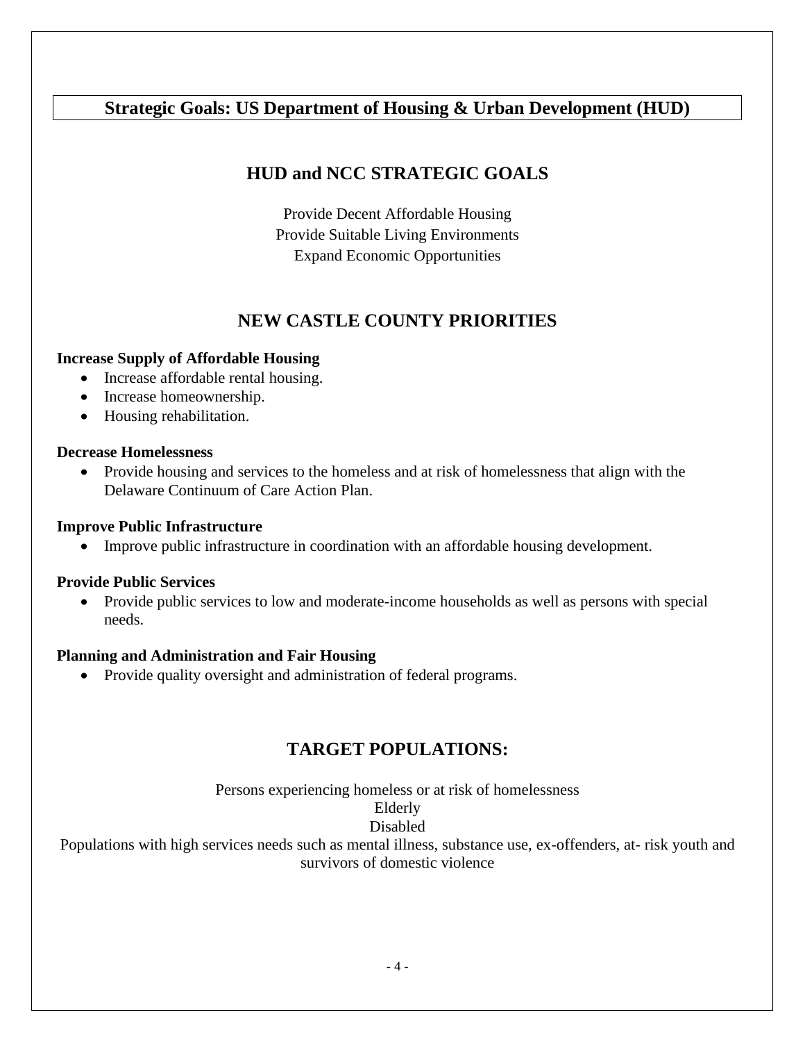# Strategic Goals: US Department of Housing & Urban Development (HUD)

## HUD and NCC STRATEGIC GOALS

Provide Decent Affordable Housing
Provide Suitable Living Environments
Expand Economic Opportunities

## NEW CASTLE COUNTY PRIORITIES

**Increase Supply of Affordable Housing**

- Increase affordable rental housing.
- Increase homeownership.
- Housing rehabilitation.

**Decrease Homelessness**

- Provide housing and services to the homeless and at risk of homelessness that align with the Delaware Continuum of Care Action Plan.

**Improve Public Infrastructure**

- Improve public infrastructure in coordination with an affordable housing development.

**Provide Public Services**

- Provide public services to low and moderate-income households as well as persons with special needs.

**Planning and Administration and Fair Housing**

- Provide quality oversight and administration of federal programs.

## TARGET POPULATIONS:

Persons experiencing homeless or at risk of homelessness
Elderly
Disabled
Populations with high services needs such as mental illness, substance use, ex-offenders, at- risk youth and survivors of domestic violence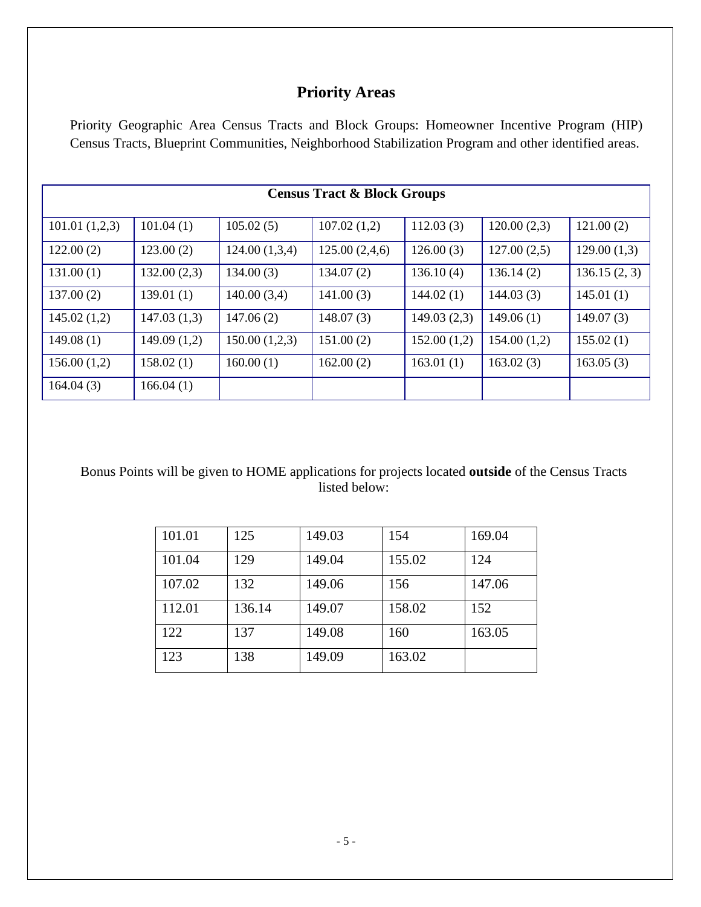## Priority Areas

Priority Geographic Area Census Tracts and Block Groups: Homeowner Incentive Program (HIP) Census Tracts, Blueprint Communities, Neighborhood Stabilization Program and other identified areas.

| Census Tract & Block Groups | | | | | | |
|---|---|---|---|---|---|---|
| 101.01 (1,2,3) | 101.04 (1) | 105.02 (5) | 107.02 (1,2) | 112.03 (3) | 120.00 (2,3) | 121.00 (2) |
| 122.00 (2) | 123.00 (2) | 124.00 (1,3,4) | 125.00 (2,4,6) | 126.00 (3) | 127.00 (2,5) | 129.00 (1,3) |
| 131.00 (1) | 132.00 (2,3) | 134.00 (3) | 134.07 (2) | 136.10 (4) | 136.14 (2) | 136.15 (2, 3) |
| 137.00 (2) | 139.01 (1) | 140.00 (3,4) | 141.00 (3) | 144.02 (1) | 144.03 (3) | 145.01 (1) |
| 145.02 (1,2) | 147.03 (1,3) | 147.06 (2) | 148.07 (3) | 149.03 (2,3) | 149.06 (1) | 149.07 (3) |
| 149.08 (1) | 149.09 (1,2) | 150.00 (1,2,3) | 151.00 (2) | 152.00 (1,2) | 154.00 (1,2) | 155.02 (1) |
| 156.00 (1,2) | 158.02 (1) | 160.00 (1) | 162.00 (2) | 163.01 (1) | 163.02 (3) | 163.05 (3) |
| 164.04 (3) | 166.04 (1) | | | | | |

Bonus Points will be given to HOME applications for projects located **outside** of the Census Tracts listed below:

| | | | | |
|---|---|---|---|---|
| 101.01 | 125 | 149.03 | 154 | 169.04 |
| 101.04 | 129 | 149.04 | 155.02 | 124 |
| 107.02 | 132 | 149.06 | 156 | 147.06 |
| 112.01 | 136.14 | 149.07 | 158.02 | 152 |
| 122 | 137 | 149.08 | 160 | 163.05 |
| 123 | 138 | 149.09 | 163.02 | |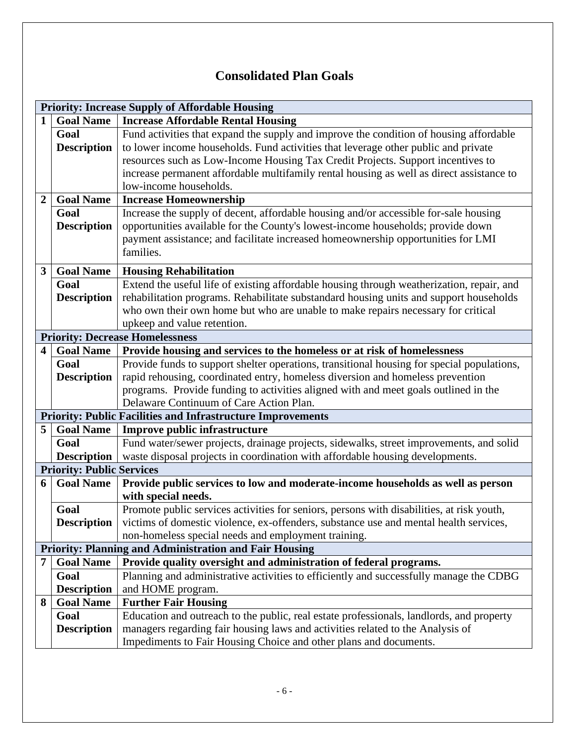# Consolidated Plan Goals

| | | |
|---|---|---|
| **Priority: Increase Supply of Affordable Housing** | | |
| **1** | **Goal Name** | **Increase Affordable Rental Housing** |
| | **Goal Description** | Fund activities that expand the supply and improve the condition of housing affordable to lower income households. Fund activities that leverage other public and private resources such as Low-Income Housing Tax Credit Projects. Support incentives to increase permanent affordable multifamily rental housing as well as direct assistance to low-income households. |
| **2** | **Goal Name** | **Increase Homeownership** |
| | **Goal Description** | Increase the supply of decent, affordable housing and/or accessible for-sale housing opportunities available for the County's lowest-income households; provide down payment assistance; and facilitate increased homeownership opportunities for LMI families. |
| **3** | **Goal Name** | **Housing Rehabilitation** |
| | **Goal Description** | Extend the useful life of existing affordable housing through weatherization, repair, and rehabilitation programs. Rehabilitate substandard housing units and support households who own their own home but who are unable to make repairs necessary for critical upkeep and value retention. |
| **Priority: Decrease Homelessness** | | |
| **4** | **Goal Name** | **Provide housing and services to the homeless or at risk of homelessness** |
| | **Goal Description** | Provide funds to support shelter operations, transitional housing for special populations, rapid rehousing, coordinated entry, homeless diversion and homeless prevention programs. Provide funding to activities aligned with and meet goals outlined in the Delaware Continuum of Care Action Plan. |
| **Priority: Public Facilities and Infrastructure Improvements** | | |
| **5** | **Goal Name** | **Improve public infrastructure** |
| | **Goal Description** | Fund water/sewer projects, drainage projects, sidewalks, street improvements, and solid waste disposal projects in coordination with affordable housing developments. |
| **Priority: Public Services** | | |
| **6** | **Goal Name** | **Provide public services to low and moderate-income households as well as person with special needs.** |
| | **Goal Description** | Promote public services activities for seniors, persons with disabilities, at risk youth, victims of domestic violence, ex-offenders, substance use and mental health services, non-homeless special needs and employment training. |
| **Priority: Planning and Administration and Fair Housing** | | |
| **7** | **Goal Name** | **Provide quality oversight and administration of federal programs.** |
| | **Goal Description** | Planning and administrative activities to efficiently and successfully manage the CDBG and HOME program. |
| **8** | **Goal Name** | **Further Fair Housing** |
| | **Goal Description** | Education and outreach to the public, real estate professionals, landlords, and property managers regarding fair housing laws and activities related to the Analysis of Impediments to Fair Housing Choice and other plans and documents. |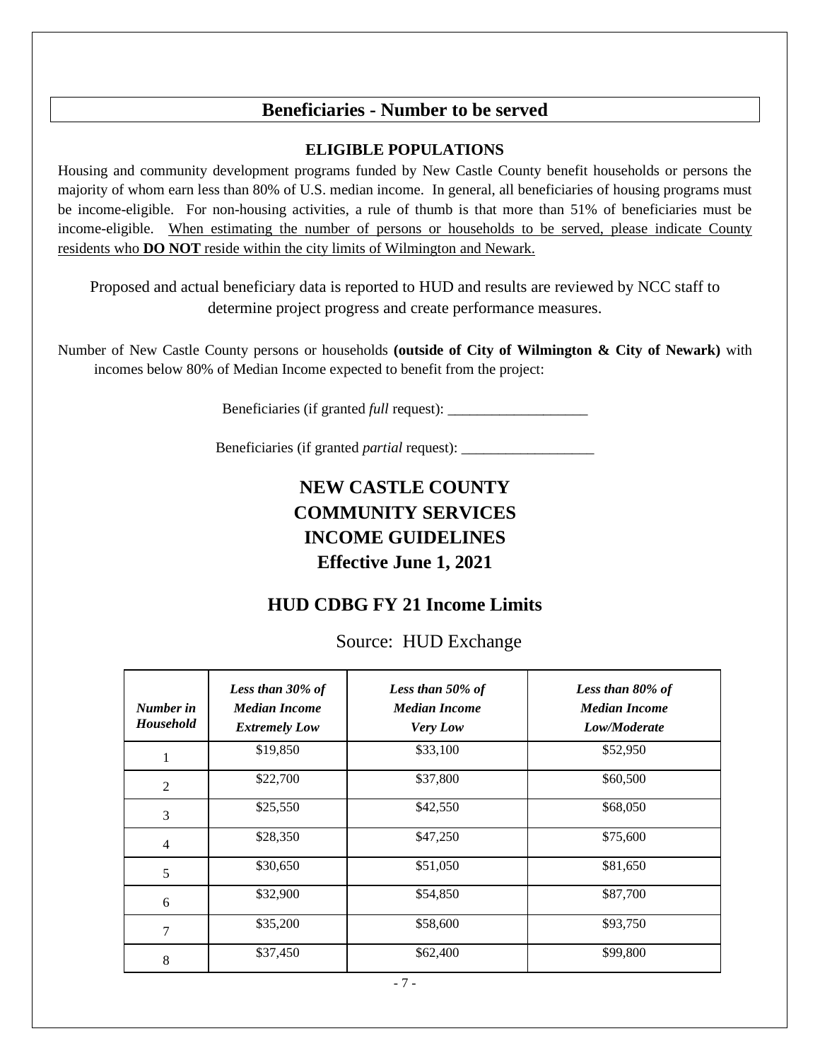## Beneficiaries - Number to be served

**ELIGIBLE POPULATIONS**

Housing and community development programs funded by New Castle County benefit households or persons the majority of whom earn less than 80% of U.S. median income. In general, all beneficiaries of housing programs must be income-eligible. For non-housing activities, a rule of thumb is that more than 51% of beneficiaries must be income-eligible. <u>When estimating the number of persons or households to be served, please indicate County residents who **DO NOT** reside within the city limits of Wilmington and Newark.</u>

Proposed and actual beneficiary data is reported to HUD and results are reviewed by NCC staff to determine project progress and create performance measures.

Number of New Castle County persons or households **(outside of City of Wilmington & City of Newark)** with incomes below 80% of Median Income expected to benefit from the project:

Beneficiaries (if granted *full* request): ___________________

Beneficiaries (if granted *partial* request): __________________

# NEW CASTLE COUNTY COMMUNITY SERVICES INCOME GUIDELINES Effective June 1, 2021

## HUD CDBG FY 21 Income Limits

Source: HUD Exchange

| ***Number in Household*** | ***Less than 30% of Median Income Extremely Low*** | ***Less than 50% of Median Income Very Low*** | ***Less than 80% of Median Income Low/Moderate*** |
|---|---|---|---|
| 1 | $19,850 | $33,100 | $52,950 |
| 2 | $22,700 | $37,800 | $60,500 |
| 3 | $25,550 | $42,550 | $68,050 |
| 4 | $28,350 | $47,250 | $75,600 |
| 5 | $30,650 | $51,050 | $81,650 |
| 6 | $32,900 | $54,850 | $87,700 |
| 7 | $35,200 | $58,600 | $93,750 |
| 8 | $37,450 | $62,400 | $99,800 |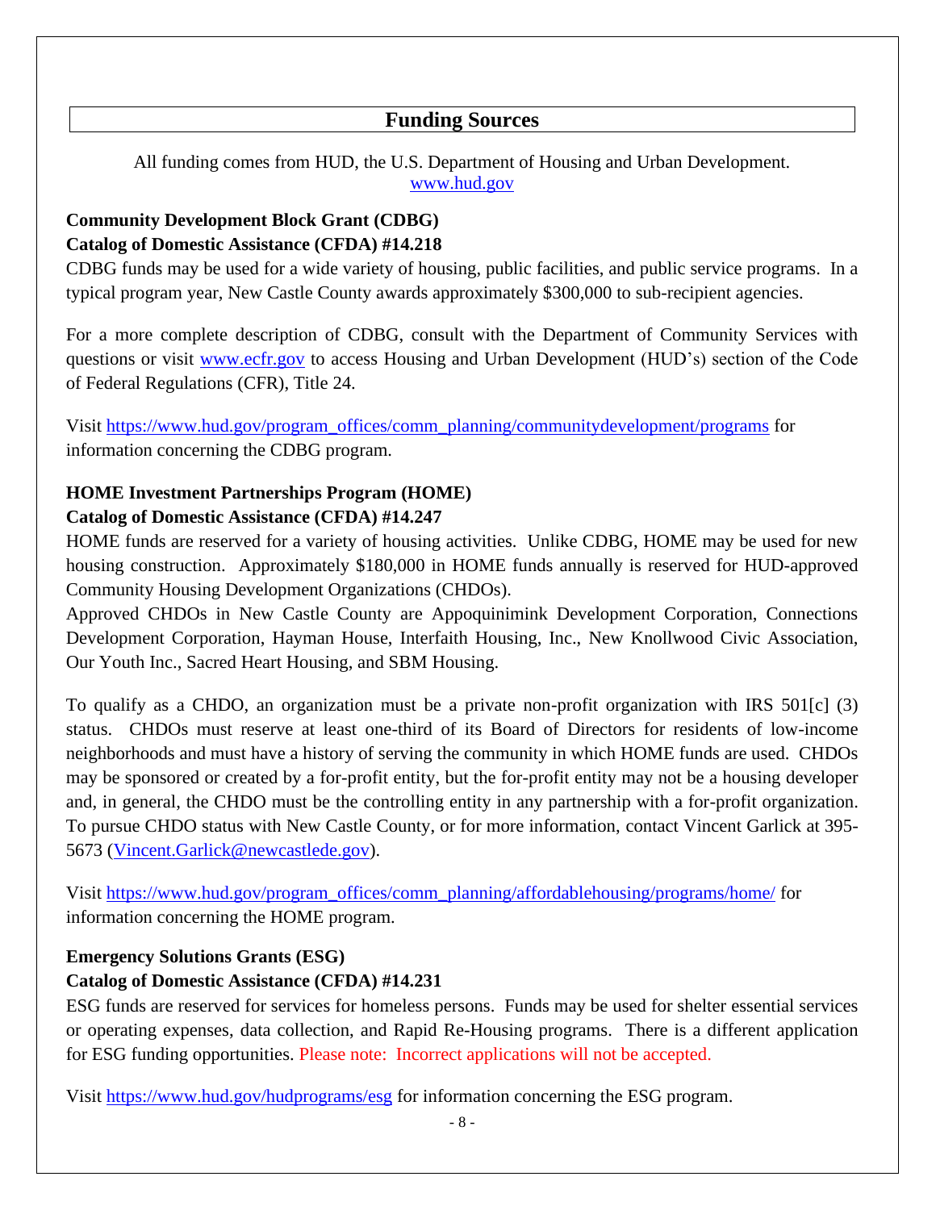## Funding Sources

All funding comes from HUD, the U.S. Department of Housing and Urban Development.
www.hud.gov

**Community Development Block Grant (CDBG)**
**Catalog of Domestic Assistance (CFDA) #14.218**

CDBG funds may be used for a wide variety of housing, public facilities, and public service programs. In a typical program year, New Castle County awards approximately $300,000 to sub-recipient agencies.

For a more complete description of CDBG, consult with the Department of Community Services with questions or visit www.ecfr.gov to access Housing and Urban Development (HUD's) section of the Code of Federal Regulations (CFR), Title 24.

Visit https://www.hud.gov/program_offices/comm_planning/communitydevelopment/programs for information concerning the CDBG program.

**HOME Investment Partnerships Program (HOME)**
**Catalog of Domestic Assistance (CFDA) #14.247**

HOME funds are reserved for a variety of housing activities. Unlike CDBG, HOME may be used for new housing construction. Approximately $180,000 in HOME funds annually is reserved for HUD-approved Community Housing Development Organizations (CHDOs).

Approved CHDOs in New Castle County are Appoquinimink Development Corporation, Connections Development Corporation, Hayman House, Interfaith Housing, Inc., New Knollwood Civic Association, Our Youth Inc., Sacred Heart Housing, and SBM Housing.

To qualify as a CHDO, an organization must be a private non-profit organization with IRS 501[c] (3) status. CHDOs must reserve at least one-third of its Board of Directors for residents of low-income neighborhoods and must have a history of serving the community in which HOME funds are used. CHDOs may be sponsored or created by a for-profit entity, but the for-profit entity may not be a housing developer and, in general, the CHDO must be the controlling entity in any partnership with a for-profit organization. To pursue CHDO status with New Castle County, or for more information, contact Vincent Garlick at 395-5673 (Vincent.Garlick@newcastlede.gov).

Visit https://www.hud.gov/program_offices/comm_planning/affordablehousing/programs/home/ for information concerning the HOME program.

**Emergency Solutions Grants (ESG)**
**Catalog of Domestic Assistance (CFDA) #14.231**

ESG funds are reserved for services for homeless persons. Funds may be used for shelter essential services or operating expenses, data collection, and Rapid Re-Housing programs. There is a different application for ESG funding opportunities. Please note: Incorrect applications will not be accepted.

Visit https://www.hud.gov/hudprograms/esg for information concerning the ESG program.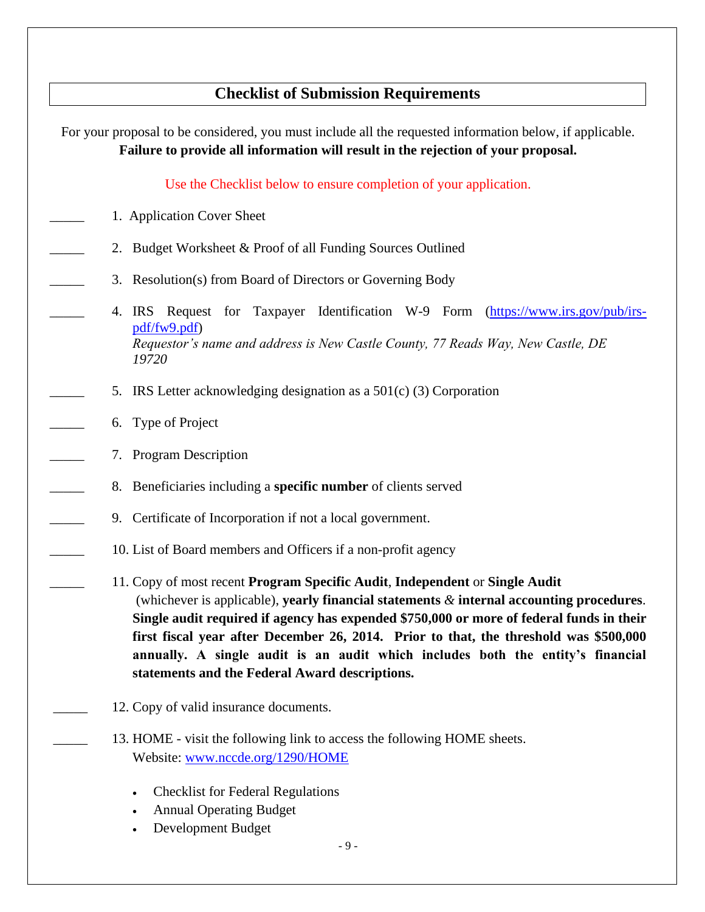## Checklist of Submission Requirements

For your proposal to be considered, you must include all the requested information below, if applicable. **Failure to provide all information will result in the rejection of your proposal.**

Use the Checklist below to ensure completion of your application.

_____ 1. Application Cover Sheet

_____ 2. Budget Worksheet & Proof of all Funding Sources Outlined

_____ 3. Resolution(s) from Board of Directors or Governing Body

_____ 4. IRS Request for Taxpayer Identification W-9 Form (https://www.irs.gov/pub/irs-pdf/fw9.pdf)
*Requestor's name and address is New Castle County, 77 Reads Way, New Castle, DE 19720*

_____ 5. IRS Letter acknowledging designation as a 501(c) (3) Corporation

_____ 6. Type of Project

_____ 7. Program Description

_____ 8. Beneficiaries including a **specific number** of clients served

_____ 9. Certificate of Incorporation if not a local government.

_____ 10. List of Board members and Officers if a non-profit agency

_____ 11. Copy of most recent **Program Specific Audit**, **Independent** or **Single Audit** (whichever is applicable), **yearly financial statements** & **internal accounting procedures**. **Single audit required if agency has expended $750,000 or more of federal funds in their first fiscal year after December 26, 2014. Prior to that, the threshold was $500,000 annually. A single audit is an audit which includes both the entity's financial statements and the Federal Award descriptions.**

_____ 12. Copy of valid insurance documents.

_____ 13. HOME - visit the following link to access the following HOME sheets.
Website: www.nccde.org/1290/HOME

- Checklist for Federal Regulations
- Annual Operating Budget
- Development Budget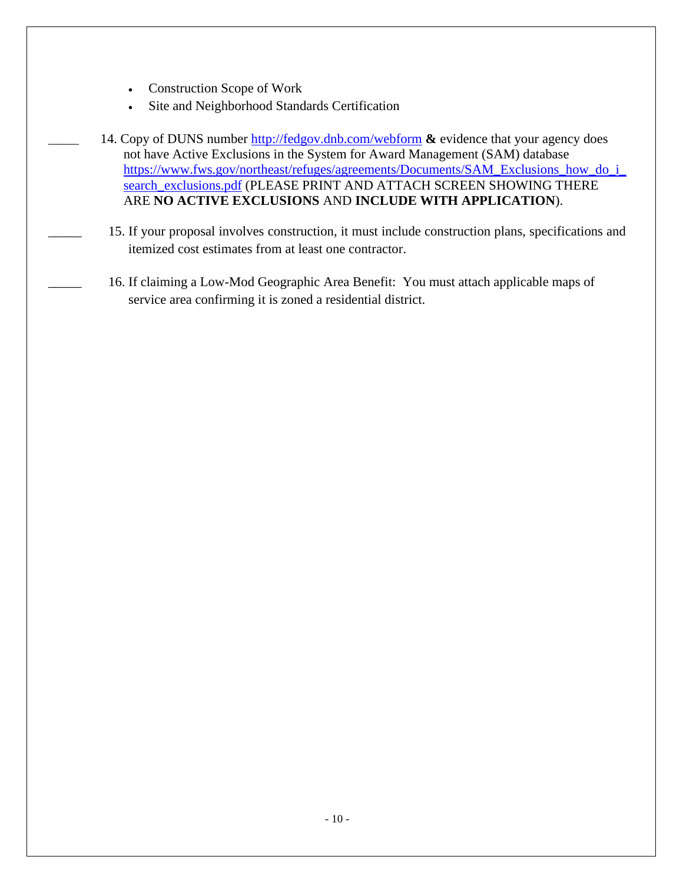- Construction Scope of Work
- Site and Neighborhood Standards Certification

_____ 14. Copy of DUNS number http://fedgov.dnb.com/webform **&** evidence that your agency does not have Active Exclusions in the System for Award Management (SAM) database https://www.fws.gov/northeast/refuges/agreements/Documents/SAM_Exclusions_how_do_i_search_exclusions.pdf (PLEASE PRINT AND ATTACH SCREEN SHOWING THERE ARE **NO ACTIVE EXCLUSIONS** AND **INCLUDE WITH APPLICATION**).

_____ 15. If your proposal involves construction, it must include construction plans, specifications and itemized cost estimates from at least one contractor.

_____ 16. If claiming a Low-Mod Geographic Area Benefit: You must attach applicable maps of service area confirming it is zoned a residential district.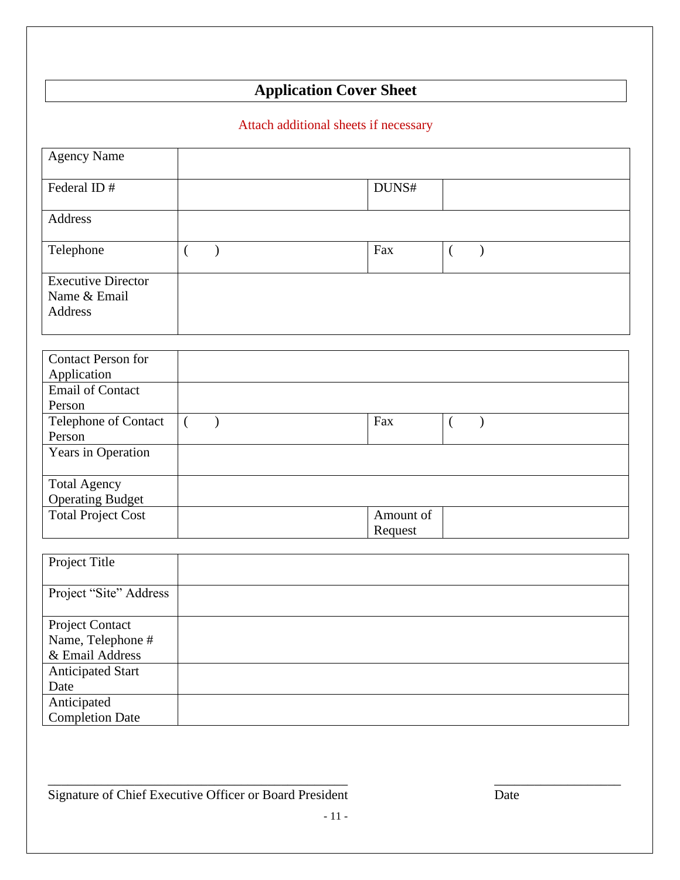# Application Cover Sheet

Attach additional sheets if necessary

| Agency Name | | | |
|---|---|---|---|
| Federal ID # | | DUNS# | |
| Address | | | |
| Telephone | (    ) | Fax | (    ) |
| Executive Director Name & Email Address | | | |

| Contact Person for Application | | | |
|---|---|---|---|
| Email of Contact Person | | | |
| Telephone of Contact Person | (    ) | Fax | (    ) |
| Years in Operation | | | |
| Total Agency Operating Budget | | | |
| Total Project Cost | | Amount of Request | |

| Project Title | |
|---|---|
| Project "Site" Address | |
| Project Contact Name, Telephone # & Email Address | |
| Anticipated Start Date | |
| Anticipated Completion Date | |

_______________________________________________ Signature of Chief Executive Officer or Board President

____________________ Date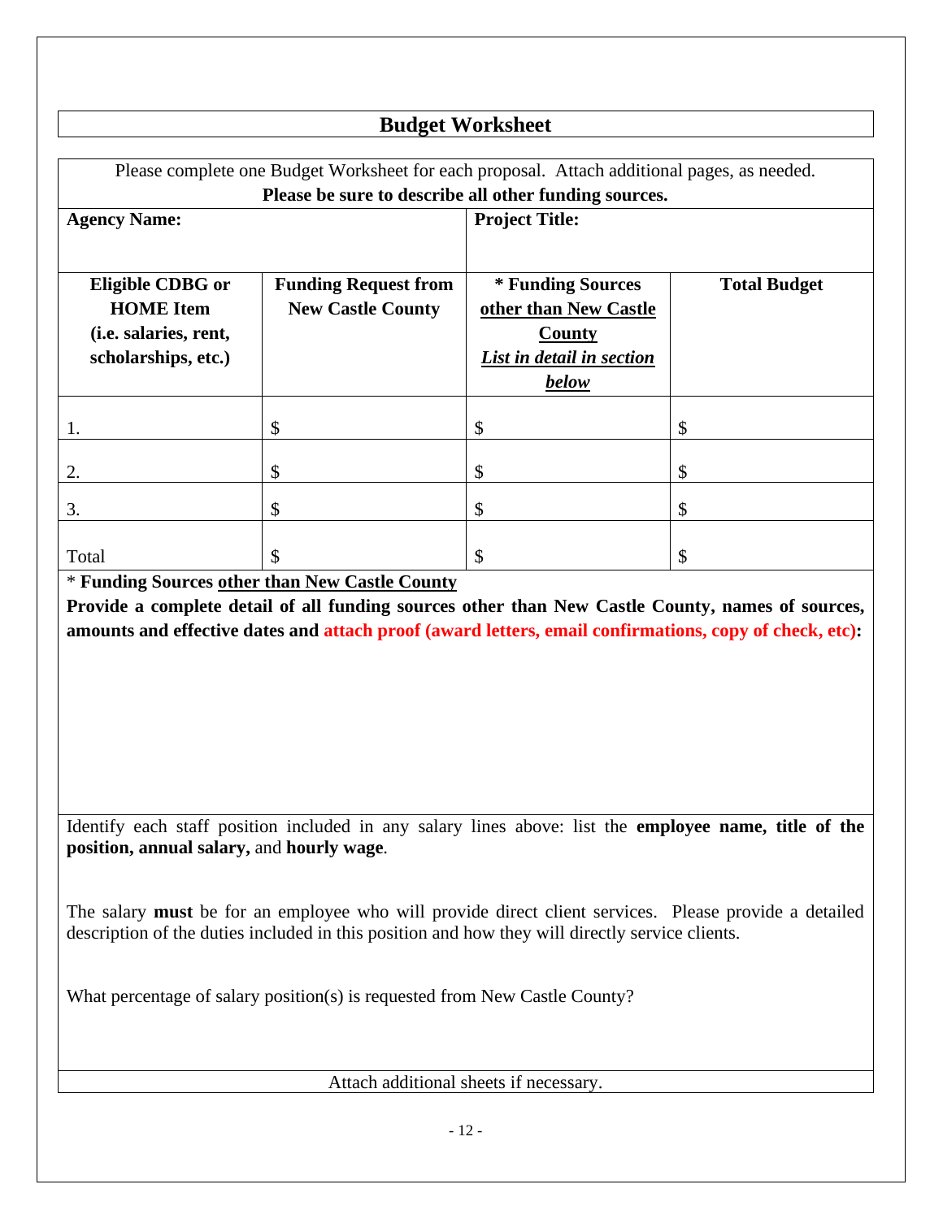# Budget Worksheet

Please complete one Budget Worksheet for each proposal. Attach additional pages, as needed.

**Please be sure to describe all other funding sources.**

| **Agency Name:** | | **Project Title:** | |
|---|---|---|---|
| **Eligible CDBG or HOME Item (i.e. salaries, rent, scholarships, etc.)** | **Funding Request from New Castle County** | **\* Funding Sources other than New Castle County** ***List in detail in section below*** | **Total Budget** |
| 1. | $ | $ | $ |
| 2. | $ | $ | $ |
| 3. | $ | $ | $ |
| Total | $ | $ | $ |

\* **Funding Sources other than New Castle County**

**Provide a complete detail of all funding sources other than New Castle County, names of sources, amounts and effective dates and attach proof (award letters, email confirmations, copy of check, etc):**

Identify each staff position included in any salary lines above: list the **employee name, title of the position, annual salary,** and **hourly wage**.

The salary **must** be for an employee who will provide direct client services. Please provide a detailed description of the duties included in this position and how they will directly service clients.

What percentage of salary position(s) is requested from New Castle County?

Attach additional sheets if necessary.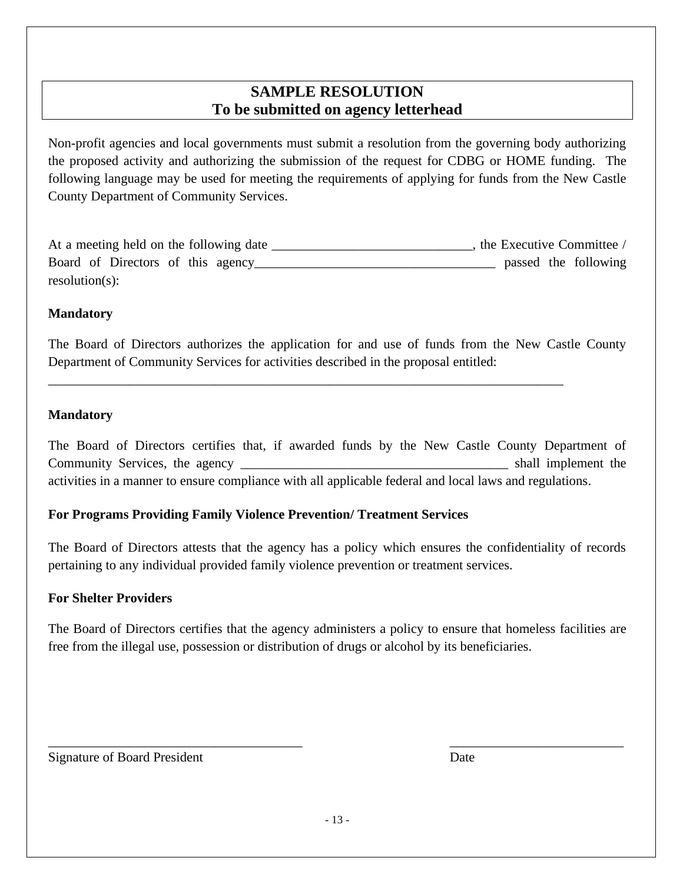# SAMPLE RESOLUTION
## To be submitted on agency letterhead

Non-profit agencies and local governments must submit a resolution from the governing body authorizing the proposed activity and authorizing the submission of the request for CDBG or HOME funding. The following language may be used for meeting the requirements of applying for funds from the New Castle County Department of Community Services.

At a meeting held on the following date ______________________________, the Executive Committee / Board of Directors of this agency___________________________________ passed the following resolution(s):

**Mandatory**

The Board of Directors authorizes the application for and use of funds from the New Castle County Department of Community Services for activities described in the proposal entitled:

_________________________________________________________________________________

**Mandatory**

The Board of Directors certifies that, if awarded funds by the New Castle County Department of Community Services, the agency ________________________________________ shall implement the activities in a manner to ensure compliance with all applicable federal and local laws and regulations.

**For Programs Providing Family Violence Prevention/ Treatment Services**

The Board of Directors attests that the agency has a policy which ensures the confidentiality of records pertaining to any individual provided family violence prevention or treatment services.

**For Shelter Providers**

The Board of Directors certifies that the agency administers a policy to ensure that homeless facilities are free from the illegal use, possession or distribution of drugs or alcohol by its beneficiaries.

_______________________________________ ___________________________

Signature of Board President Date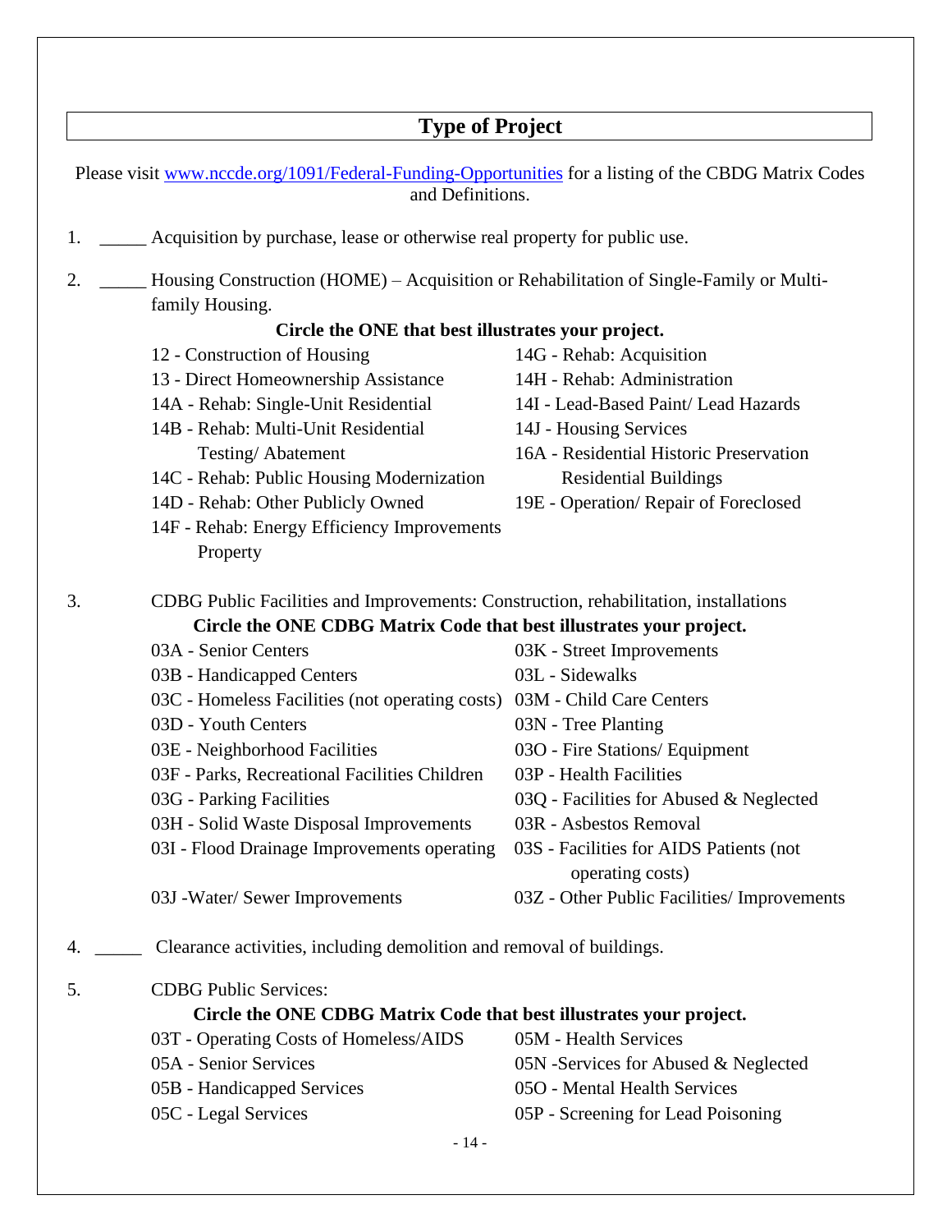## Type of Project

Please visit www.nccde.org/1091/Federal-Funding-Opportunities for a listing of the CBDG Matrix Codes and Definitions.

1. _____ Acquisition by purchase, lease or otherwise real property for public use.

2. _____ Housing Construction (HOME) – Acquisition or Rehabilitation of Single-Family or Multi-family Housing.

   **Circle the ONE that best illustrates your project.**

   - 12 - Construction of Housing
   - 13 - Direct Homeownership Assistance
   - 14A - Rehab: Single-Unit Residential
   - 14B - Rehab: Multi-Unit Residential Testing/ Abatement
   - 14C - Rehab: Public Housing Modernization
   - 14D - Rehab: Other Publicly Owned
   - 14F - Rehab: Energy Efficiency Improvements Property
   - 14G - Rehab: Acquisition
   - 14H - Rehab: Administration
   - 14I - Lead-Based Paint/ Lead Hazards
   - 14J - Housing Services
   - 16A - Residential Historic Preservation Residential Buildings
   - 19E - Operation/ Repair of Foreclosed

3. CDBG Public Facilities and Improvements: Construction, rehabilitation, installations

   **Circle the ONE CDBG Matrix Code that best illustrates your project.**

   - 03A - Senior Centers
   - 03B - Handicapped Centers
   - 03C - Homeless Facilities (not operating costs)
   - 03D - Youth Centers
   - 03E - Neighborhood Facilities
   - 03F - Parks, Recreational Facilities Children
   - 03G - Parking Facilities
   - 03H - Solid Waste Disposal Improvements
   - 03I - Flood Drainage Improvements operating
   - 03J -Water/ Sewer Improvements
   - 03K - Street Improvements
   - 03L - Sidewalks
   - 03M - Child Care Centers
   - 03N - Tree Planting
   - 03O - Fire Stations/ Equipment
   - 03P - Health Facilities
   - 03Q - Facilities for Abused & Neglected
   - 03R - Asbestos Removal
   - 03S - Facilities for AIDS Patients (not operating costs)
   - 03Z - Other Public Facilities/ Improvements

4. _____ Clearance activities, including demolition and removal of buildings.

5. CDBG Public Services:

   **Circle the ONE CDBG Matrix Code that best illustrates your project.**

   - 03T - Operating Costs of Homeless/AIDS
   - 05A - Senior Services
   - 05B - Handicapped Services
   - 05C - Legal Services
   - 05M - Health Services
   - 05N -Services for Abused & Neglected
   - 05O - Mental Health Services
   - 05P - Screening for Lead Poisoning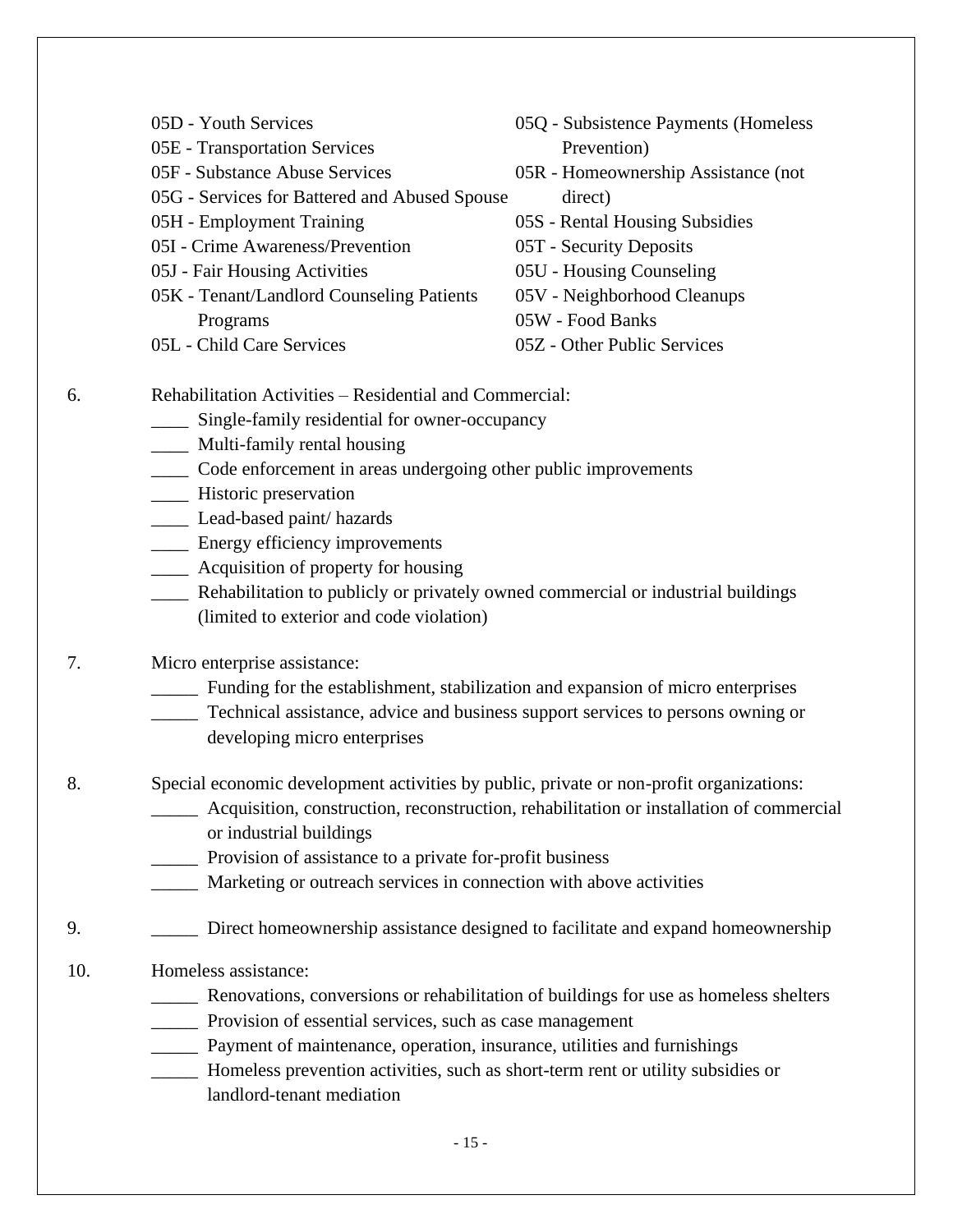05D - Youth Services
05E - Transportation Services
05F - Substance Abuse Services
05G - Services for Battered and Abused Spouse
05H - Employment Training
05I - Crime Awareness/Prevention
05J - Fair Housing Activities
05K - Tenant/Landlord Counseling Patients Programs
05L - Child Care Services
05Q - Subsistence Payments (Homeless Prevention)
05R - Homeownership Assistance (not direct)
05S - Rental Housing Subsidies
05T - Security Deposits
05U - Housing Counseling
05V - Neighborhood Cleanups
05W - Food Banks
05Z - Other Public Services

6. Rehabilitation Activities – Residential and Commercial:
   ____ Single-family residential for owner-occupancy
   ____ Multi-family rental housing
   ____ Code enforcement in areas undergoing other public improvements
   ____ Historic preservation
   ____ Lead-based paint/ hazards
   ____ Energy efficiency improvements
   ____ Acquisition of property for housing
   ____ Rehabilitation to publicly or privately owned commercial or industrial buildings (limited to exterior and code violation)

7. Micro enterprise assistance:
   _____ Funding for the establishment, stabilization and expansion of micro enterprises
   _____ Technical assistance, advice and business support services to persons owning or developing micro enterprises

8. Special economic development activities by public, private or non-profit organizations:
   _____ Acquisition, construction, reconstruction, rehabilitation or installation of commercial or industrial buildings
   _____ Provision of assistance to a private for-profit business
   _____ Marketing or outreach services in connection with above activities

9. _____ Direct homeownership assistance designed to facilitate and expand homeownership

10. Homeless assistance:
    _____ Renovations, conversions or rehabilitation of buildings for use as homeless shelters
    _____ Provision of essential services, such as case management
    _____ Payment of maintenance, operation, insurance, utilities and furnishings
    _____ Homeless prevention activities, such as short-term rent or utility subsidies or landlord-tenant mediation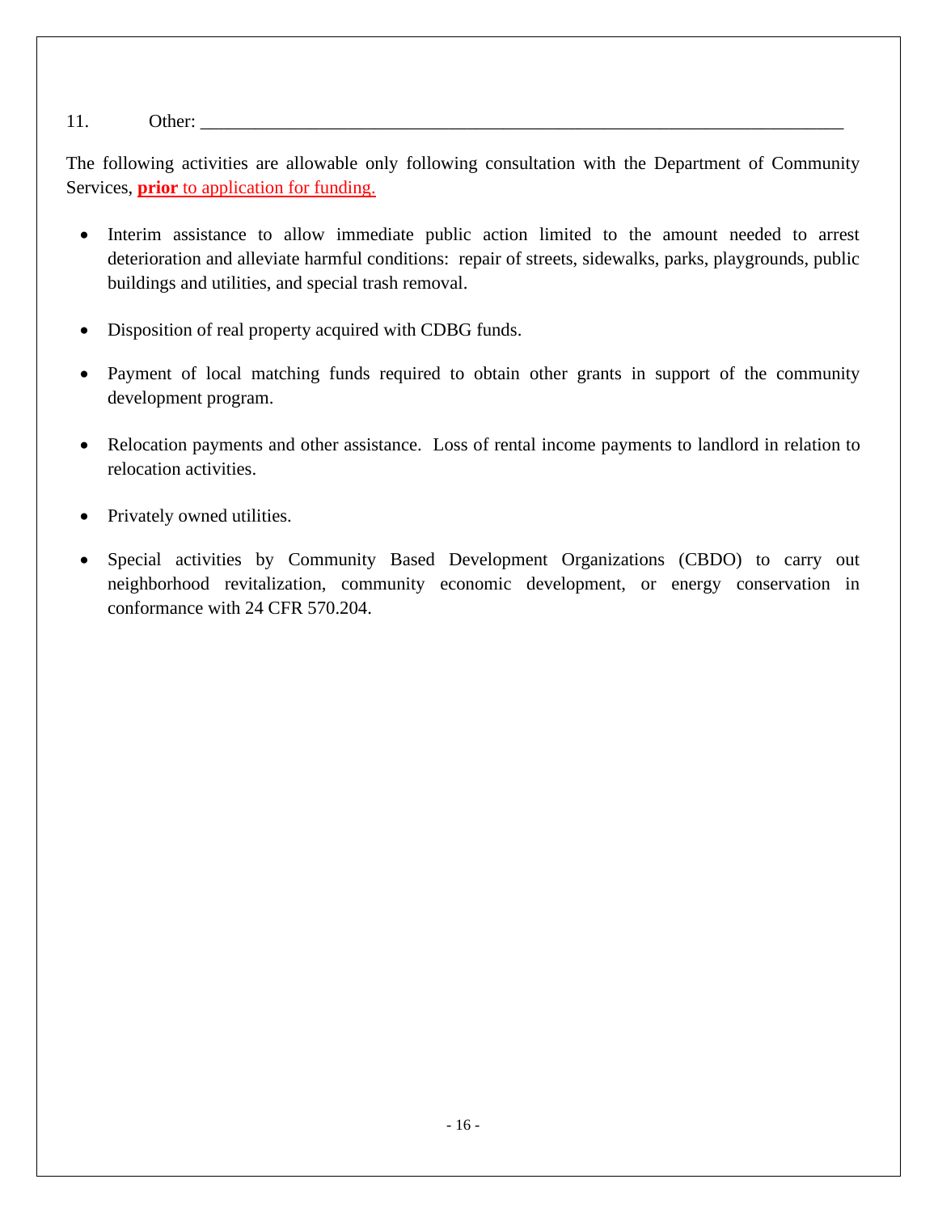11. Other: ___________________________________________________________________________

The following activities are allowable only following consultation with the Department of Community Services, **prior** to application for funding.

- Interim assistance to allow immediate public action limited to the amount needed to arrest deterioration and alleviate harmful conditions: repair of streets, sidewalks, parks, playgrounds, public buildings and utilities, and special trash removal.
- Disposition of real property acquired with CDBG funds.
- Payment of local matching funds required to obtain other grants in support of the community development program.
- Relocation payments and other assistance. Loss of rental income payments to landlord in relation to relocation activities.
- Privately owned utilities.
- Special activities by Community Based Development Organizations (CBDO) to carry out neighborhood revitalization, community economic development, or energy conservation in conformance with 24 CFR 570.204.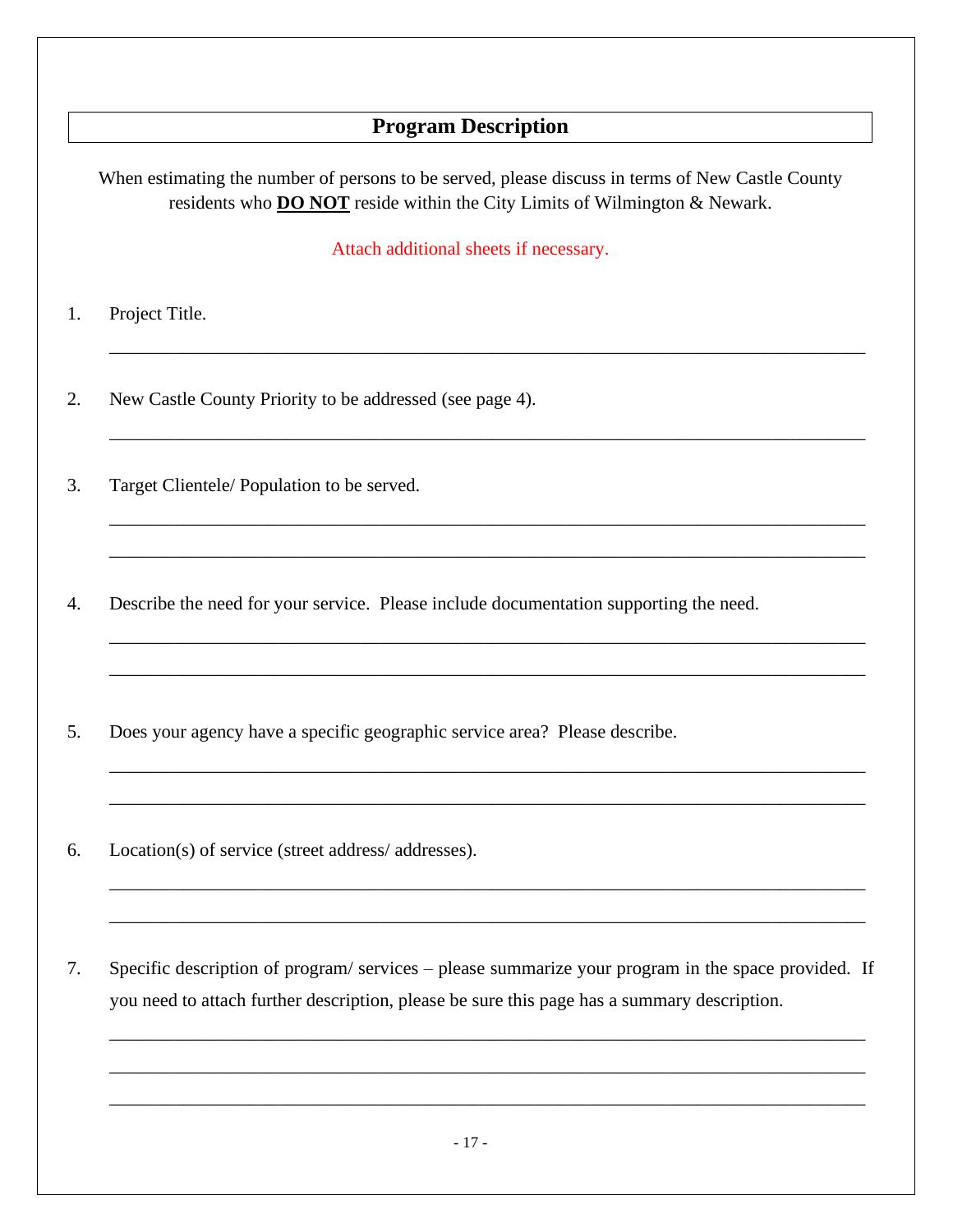## Program Description

When estimating the number of persons to be served, please discuss in terms of New Castle County residents who **DO NOT** reside within the City Limits of Wilmington & Newark.

Attach additional sheets if necessary.

1. Project Title.

_______________________________________________________________________________

2. New Castle County Priority to be addressed (see page 4).

_______________________________________________________________________________

3. Target Clientele/ Population to be served.

_______________________________________________________________________________

_______________________________________________________________________________

4. Describe the need for your service. Please include documentation supporting the need.

_______________________________________________________________________________

_______________________________________________________________________________

5. Does your agency have a specific geographic service area? Please describe.

_______________________________________________________________________________

_______________________________________________________________________________

6. Location(s) of service (street address/ addresses).

_______________________________________________________________________________

_______________________________________________________________________________

7. Specific description of program/ services – please summarize your program in the space provided. If you need to attach further description, please be sure this page has a summary description.

_______________________________________________________________________________

_______________________________________________________________________________

_______________________________________________________________________________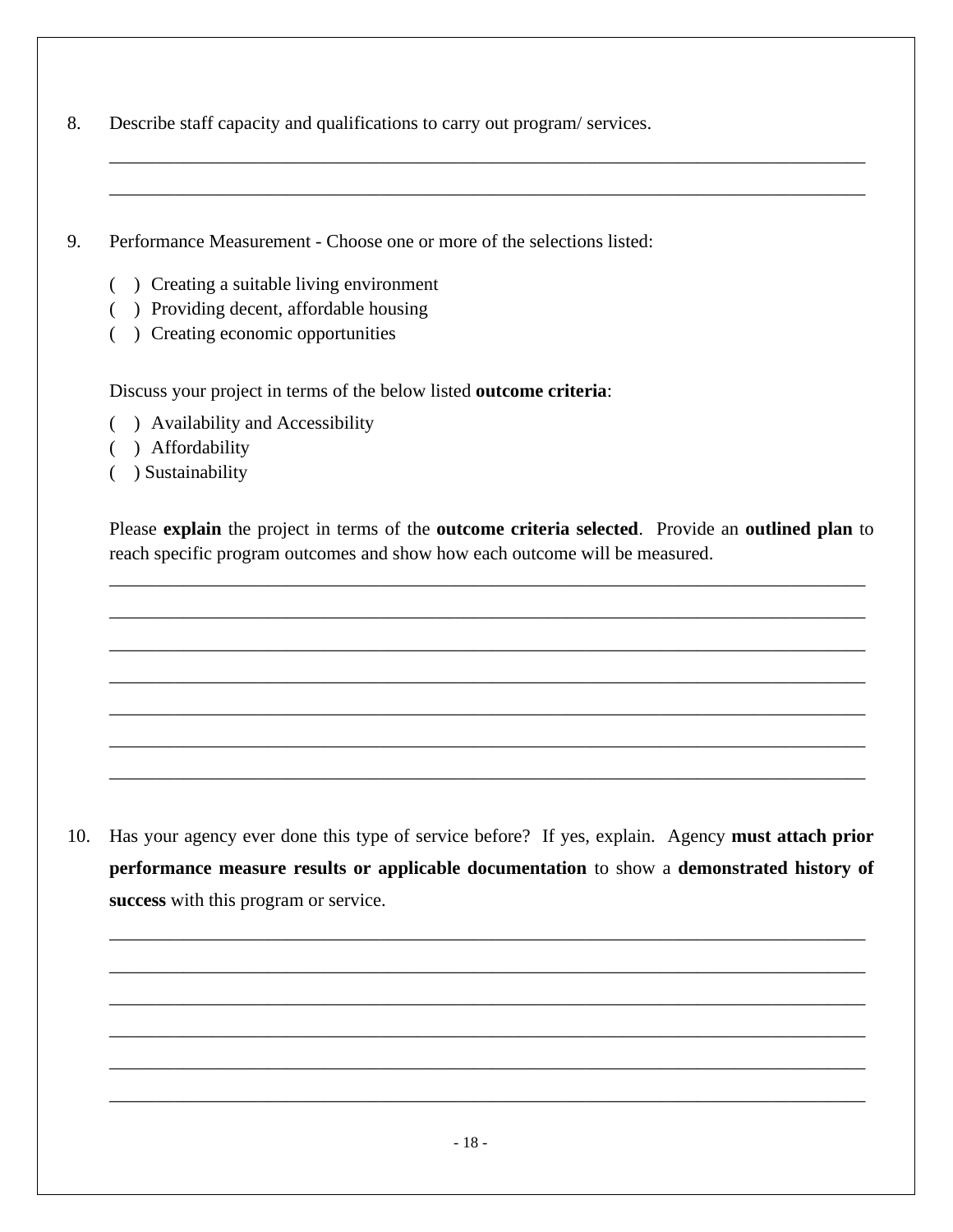8. Describe staff capacity and qualifications to carry out program/ services.

_______________________________________________________________________________

_______________________________________________________________________________

9. Performance Measurement - Choose one or more of the selections listed:

   (   ) Creating a suitable living environment
   (   ) Providing decent, affordable housing
   (   ) Creating economic opportunities

   Discuss your project in terms of the below listed **outcome criteria**:

   (   ) Availability and Accessibility
   (   ) Affordability
   (   ) Sustainability

   Please **explain** the project in terms of the **outcome criteria selected**. Provide an **outlined plan** to reach specific program outcomes and show how each outcome will be measured.

_______________________________________________________________________________

_______________________________________________________________________________

_______________________________________________________________________________

_______________________________________________________________________________

_______________________________________________________________________________

_______________________________________________________________________________

_______________________________________________________________________________

10. Has your agency ever done this type of service before? If yes, explain. Agency **must attach prior performance measure results or applicable documentation** to show a **demonstrated history of success** with this program or service.

_______________________________________________________________________________

_______________________________________________________________________________

_______________________________________________________________________________

_______________________________________________________________________________

_______________________________________________________________________________

_______________________________________________________________________________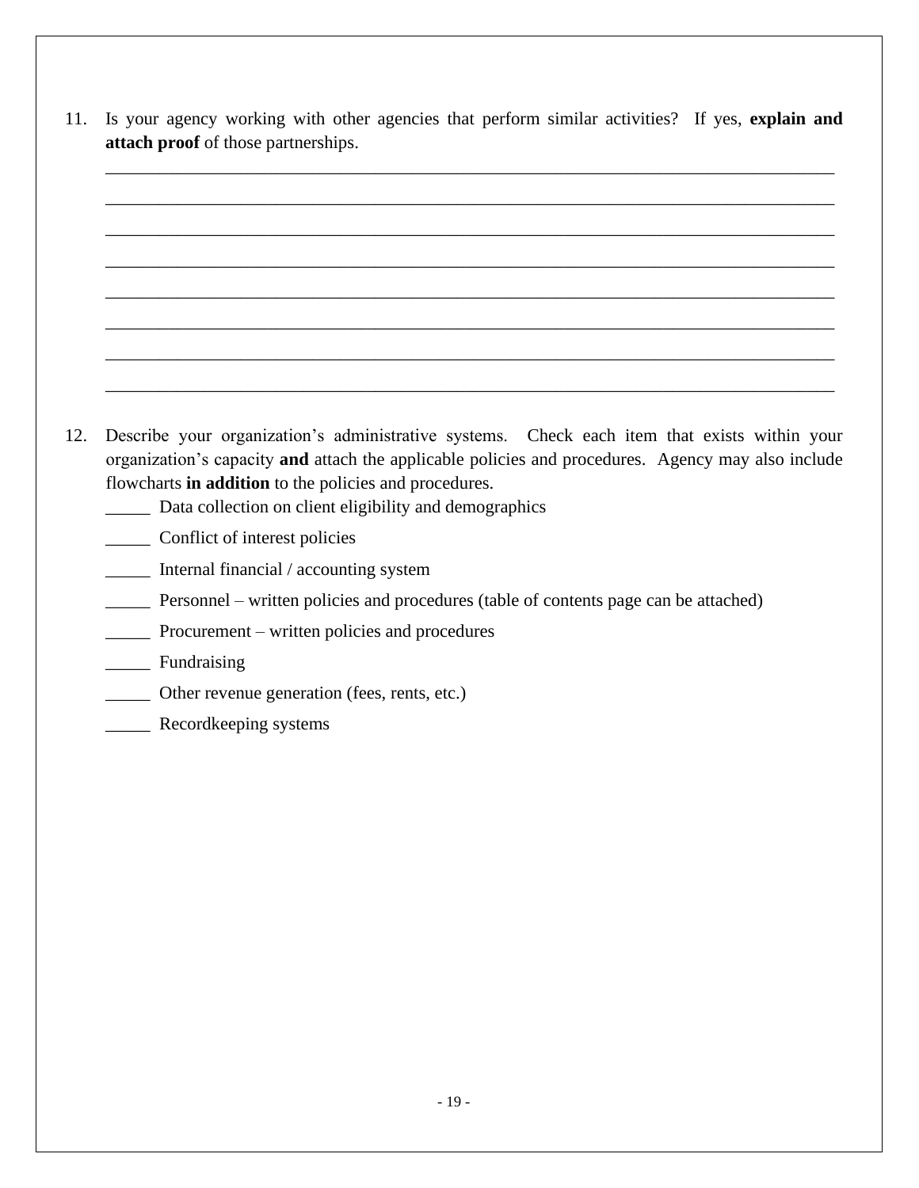11. Is your agency working with other agencies that perform similar activities? If yes, **explain and attach proof** of those partnerships.

    ________________________________________________________________________________
    ________________________________________________________________________________
    ________________________________________________________________________________
    ________________________________________________________________________________
    ________________________________________________________________________________
    ________________________________________________________________________________
    ________________________________________________________________________________
    ________________________________________________________________________________

12. Describe your organization's administrative systems. Check each item that exists within your organization's capacity **and** attach the applicable policies and procedures. Agency may also include flowcharts **in addition** to the policies and procedures.

    _____ Data collection on client eligibility and demographics

    _____ Conflict of interest policies

    _____ Internal financial / accounting system

    _____ Personnel – written policies and procedures (table of contents page can be attached)

    _____ Procurement – written policies and procedures

    _____ Fundraising

    _____ Other revenue generation (fees, rents, etc.)

    _____ Recordkeeping systems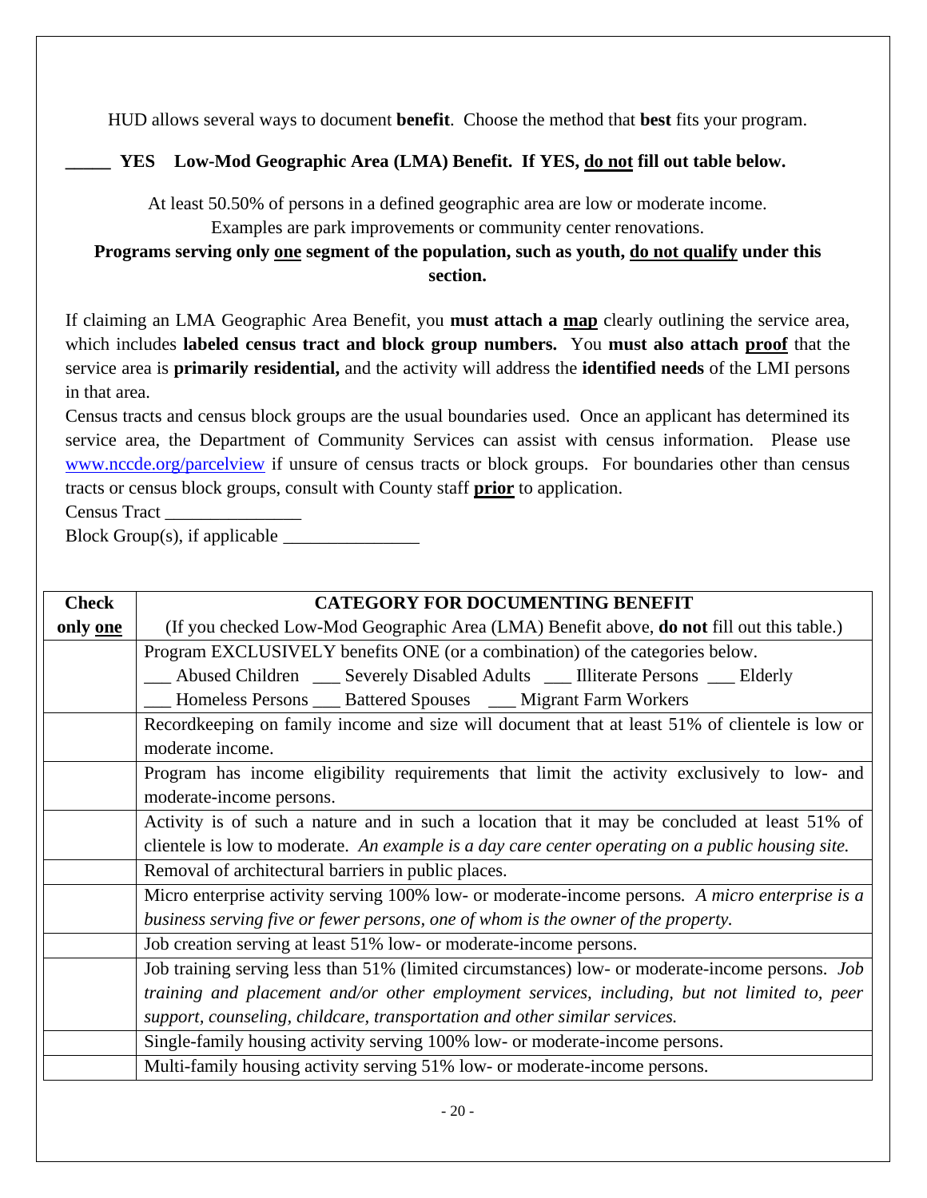HUD allows several ways to document **benefit**. Choose the method that **best** fits your program.

**_____ YES Low-Mod Geographic Area (LMA) Benefit. If YES, <u>do not</u> fill out table below.**

At least 50.50% of persons in a defined geographic area are low or moderate income.
Examples are park improvements or community center renovations.

**Programs serving only <u>one</u> segment of the population, such as youth, <u>do not qualify</u> under this section.**

If claiming an LMA Geographic Area Benefit, you **must attach a <u>map</u>** clearly outlining the service area, which includes **labeled census tract and block group numbers.** You **must also attach <u>proof</u>** that the service area is **primarily residential,** and the activity will address the **identified needs** of the LMI persons in that area.

Census tracts and census block groups are the usual boundaries used. Once an applicant has determined its service area, the Department of Community Services can assist with census information. Please use www.nccde.org/parcelview if unsure of census tracts or block groups. For boundaries other than census tracts or census block groups, consult with County staff **<u>prior</u>** to application.

Census Tract _______________

Block Group(s), if applicable _______________

| **Check only <u>one</u>** | **CATEGORY FOR DOCUMENTING BENEFIT** (If you checked Low-Mod Geographic Area (LMA) Benefit above, **do not** fill out this table.) |
|---|---|
| | Program EXCLUSIVELY benefits ONE (or a combination) of the categories below. ___ Abused Children ___ Severely Disabled Adults ___ Illiterate Persons ___ Elderly ___ Homeless Persons ___ Battered Spouses ___ Migrant Farm Workers |
| | Recordkeeping on family income and size will document that at least 51% of clientele is low or moderate income. |
| | Program has income eligibility requirements that limit the activity exclusively to low- and moderate-income persons. |
| | Activity is of such a nature and in such a location that it may be concluded at least 51% of clientele is low to moderate. *An example is a day care center operating on a public housing site.* |
| | Removal of architectural barriers in public places. |
| | Micro enterprise activity serving 100% low- or moderate-income persons. *A micro enterprise is a business serving five or fewer persons, one of whom is the owner of the property.* |
| | Job creation serving at least 51% low- or moderate-income persons. |
| | Job training serving less than 51% (limited circumstances) low- or moderate-income persons. *Job training and placement and/or other employment services, including, but not limited to, peer support, counseling, childcare, transportation and other similar services.* |
| | Single-family housing activity serving 100% low- or moderate-income persons. |
| | Multi-family housing activity serving 51% low- or moderate-income persons. |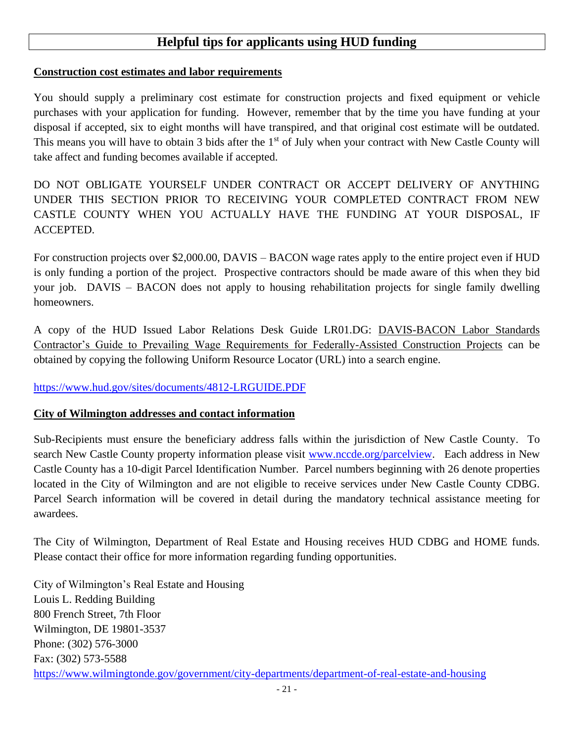# Helpful tips for applicants using HUD funding

**Construction cost estimates and labor requirements**

You should supply a preliminary cost estimate for construction projects and fixed equipment or vehicle purchases with your application for funding. However, remember that by the time you have funding at your disposal if accepted, six to eight months will have transpired, and that original cost estimate will be outdated. This means you will have to obtain 3 bids after the 1st of July when your contract with New Castle County will take affect and funding becomes available if accepted.

DO NOT OBLIGATE YOURSELF UNDER CONTRACT OR ACCEPT DELIVERY OF ANYTHING UNDER THIS SECTION PRIOR TO RECEIVING YOUR COMPLETED CONTRACT FROM NEW CASTLE COUNTY WHEN YOU ACTUALLY HAVE THE FUNDING AT YOUR DISPOSAL, IF ACCEPTED.

For construction projects over $2,000.00, DAVIS – BACON wage rates apply to the entire project even if HUD is only funding a portion of the project. Prospective contractors should be made aware of this when they bid your job. DAVIS – BACON does not apply to housing rehabilitation projects for single family dwelling homeowners.

A copy of the HUD Issued Labor Relations Desk Guide LR01.DG: DAVIS-BACON Labor Standards Contractor's Guide to Prevailing Wage Requirements for Federally-Assisted Construction Projects can be obtained by copying the following Uniform Resource Locator (URL) into a search engine.

https://www.hud.gov/sites/documents/4812-LRGUIDE.PDF

**City of Wilmington addresses and contact information**

Sub-Recipients must ensure the beneficiary address falls within the jurisdiction of New Castle County. To search New Castle County property information please visit www.nccde.org/parcelview. Each address in New Castle County has a 10-digit Parcel Identification Number. Parcel numbers beginning with 26 denote properties located in the City of Wilmington and are not eligible to receive services under New Castle County CDBG. Parcel Search information will be covered in detail during the mandatory technical assistance meeting for awardees.

The City of Wilmington, Department of Real Estate and Housing receives HUD CDBG and HOME funds. Please contact their office for more information regarding funding opportunities.

City of Wilmington's Real Estate and Housing
Louis L. Redding Building
800 French Street, 7th Floor
Wilmington, DE 19801-3537
Phone: (302) 576-3000
Fax: (302) 573-5588
https://www.wilmingtonde.gov/government/city-departments/department-of-real-estate-and-housing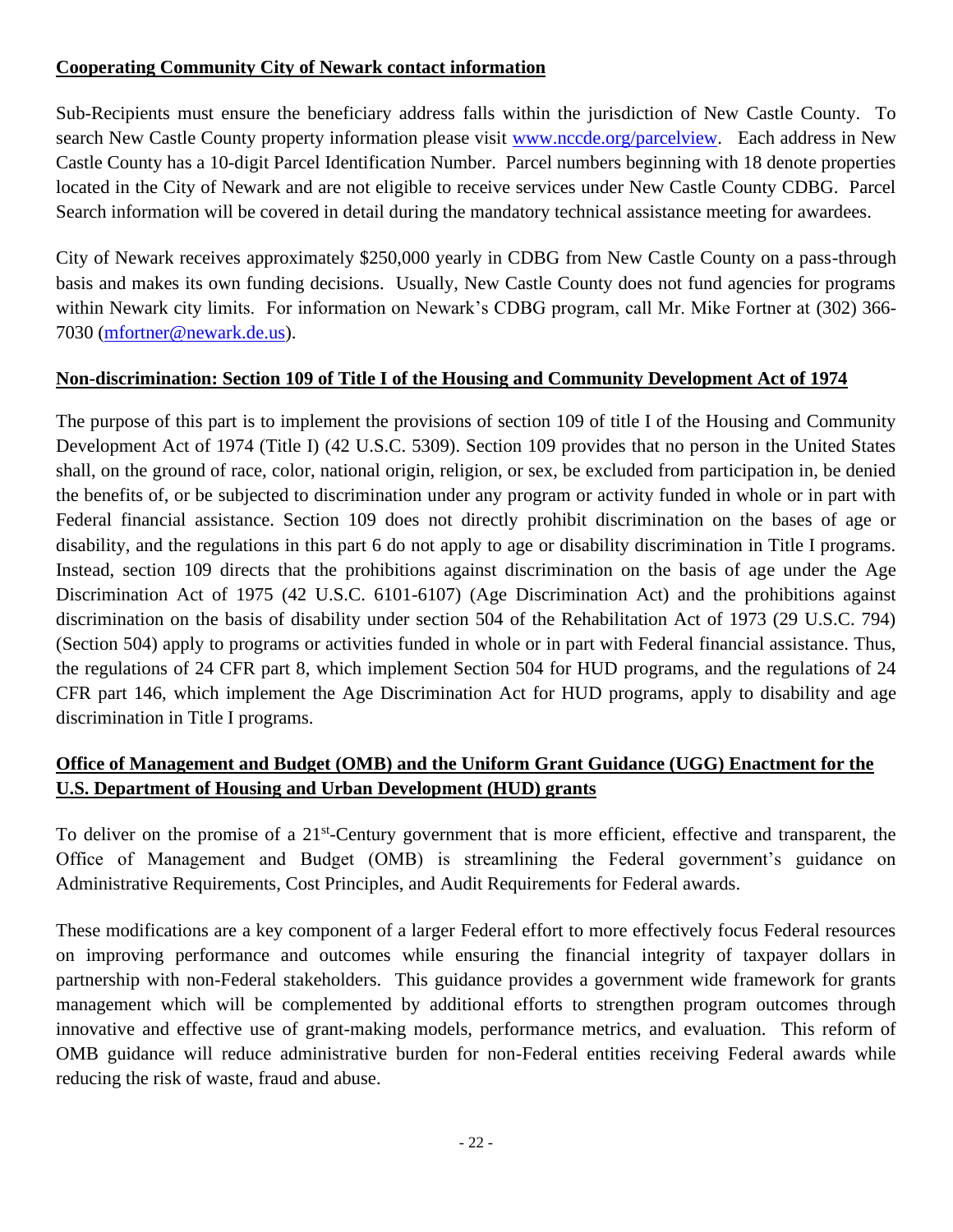**Cooperating Community City of Newark contact information**

Sub-Recipients must ensure the beneficiary address falls within the jurisdiction of New Castle County. To search New Castle County property information please visit [www.nccde.org/parcelview](www.nccde.org/parcelview). Each address in New Castle County has a 10-digit Parcel Identification Number. Parcel numbers beginning with 18 denote properties located in the City of Newark and are not eligible to receive services under New Castle County CDBG. Parcel Search information will be covered in detail during the mandatory technical assistance meeting for awardees.

City of Newark receives approximately $250,000 yearly in CDBG from New Castle County on a pass-through basis and makes its own funding decisions. Usually, New Castle County does not fund agencies for programs within Newark city limits. For information on Newark's CDBG program, call Mr. Mike Fortner at (302) 366-7030 ([mfortner@newark.de.us](mailto:mfortner@newark.de.us)).

**Non-discrimination: Section 109 of Title I of the Housing and Community Development Act of 1974**

The purpose of this part is to implement the provisions of section 109 of title I of the Housing and Community Development Act of 1974 (Title I) (42 U.S.C. 5309). Section 109 provides that no person in the United States shall, on the ground of race, color, national origin, religion, or sex, be excluded from participation in, be denied the benefits of, or be subjected to discrimination under any program or activity funded in whole or in part with Federal financial assistance. Section 109 does not directly prohibit discrimination on the bases of age or disability, and the regulations in this part 6 do not apply to age or disability discrimination in Title I programs. Instead, section 109 directs that the prohibitions against discrimination on the basis of age under the Age Discrimination Act of 1975 (42 U.S.C. 6101-6107) (Age Discrimination Act) and the prohibitions against discrimination on the basis of disability under section 504 of the Rehabilitation Act of 1973 (29 U.S.C. 794) (Section 504) apply to programs or activities funded in whole or in part with Federal financial assistance. Thus, the regulations of 24 CFR part 8, which implement Section 504 for HUD programs, and the regulations of 24 CFR part 146, which implement the Age Discrimination Act for HUD programs, apply to disability and age discrimination in Title I programs.

**Office of Management and Budget (OMB) and the Uniform Grant Guidance (UGG) Enactment for the U.S. Department of Housing and Urban Development (HUD) grants**

To deliver on the promise of a 21st-Century government that is more efficient, effective and transparent, the Office of Management and Budget (OMB) is streamlining the Federal government's guidance on Administrative Requirements, Cost Principles, and Audit Requirements for Federal awards.

These modifications are a key component of a larger Federal effort to more effectively focus Federal resources on improving performance and outcomes while ensuring the financial integrity of taxpayer dollars in partnership with non-Federal stakeholders. This guidance provides a government wide framework for grants management which will be complemented by additional efforts to strengthen program outcomes through innovative and effective use of grant-making models, performance metrics, and evaluation. This reform of OMB guidance will reduce administrative burden for non-Federal entities receiving Federal awards while reducing the risk of waste, fraud and abuse.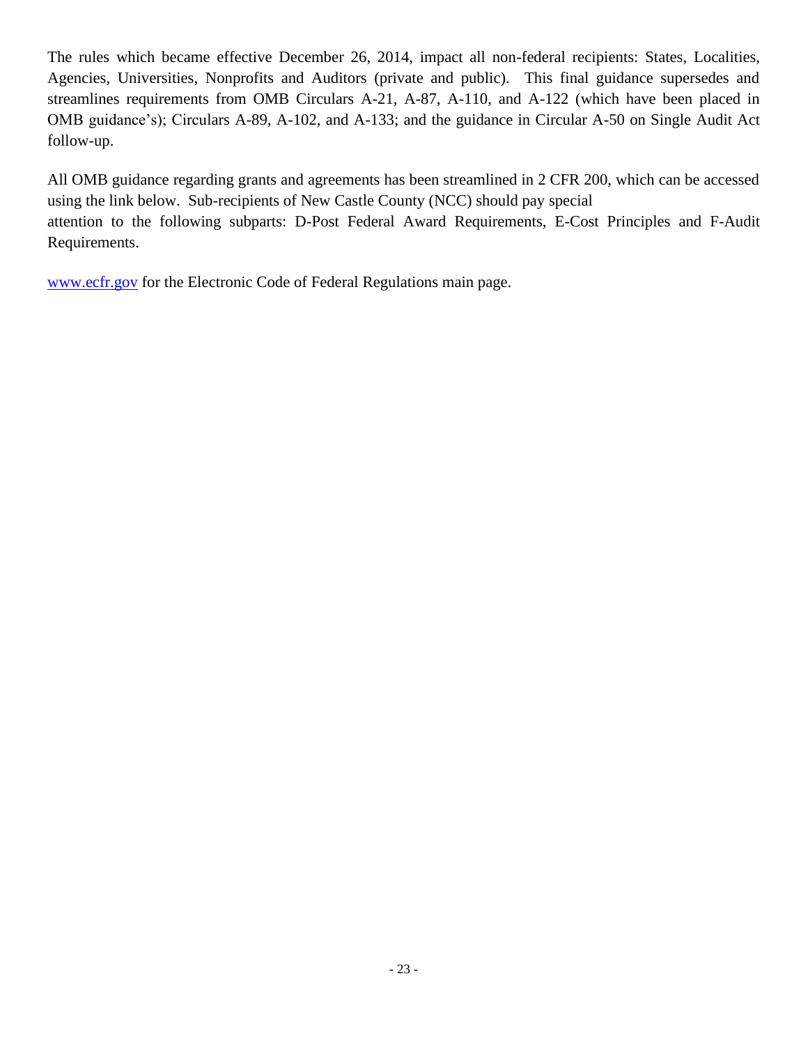The rules which became effective December 26, 2014, impact all non-federal recipients: States, Localities, Agencies, Universities, Nonprofits and Auditors (private and public). This final guidance supersedes and streamlines requirements from OMB Circulars A-21, A-87, A-110, and A-122 (which have been placed in OMB guidance's); Circulars A-89, A-102, and A-133; and the guidance in Circular A-50 on Single Audit Act follow-up.

All OMB guidance regarding grants and agreements has been streamlined in 2 CFR 200, which can be accessed using the link below. Sub-recipients of New Castle County (NCC) should pay special attention to the following subparts: D-Post Federal Award Requirements, E-Cost Principles and F-Audit Requirements.

[www.ecfr.gov](http://www.ecfr.gov) for the Electronic Code of Federal Regulations main page.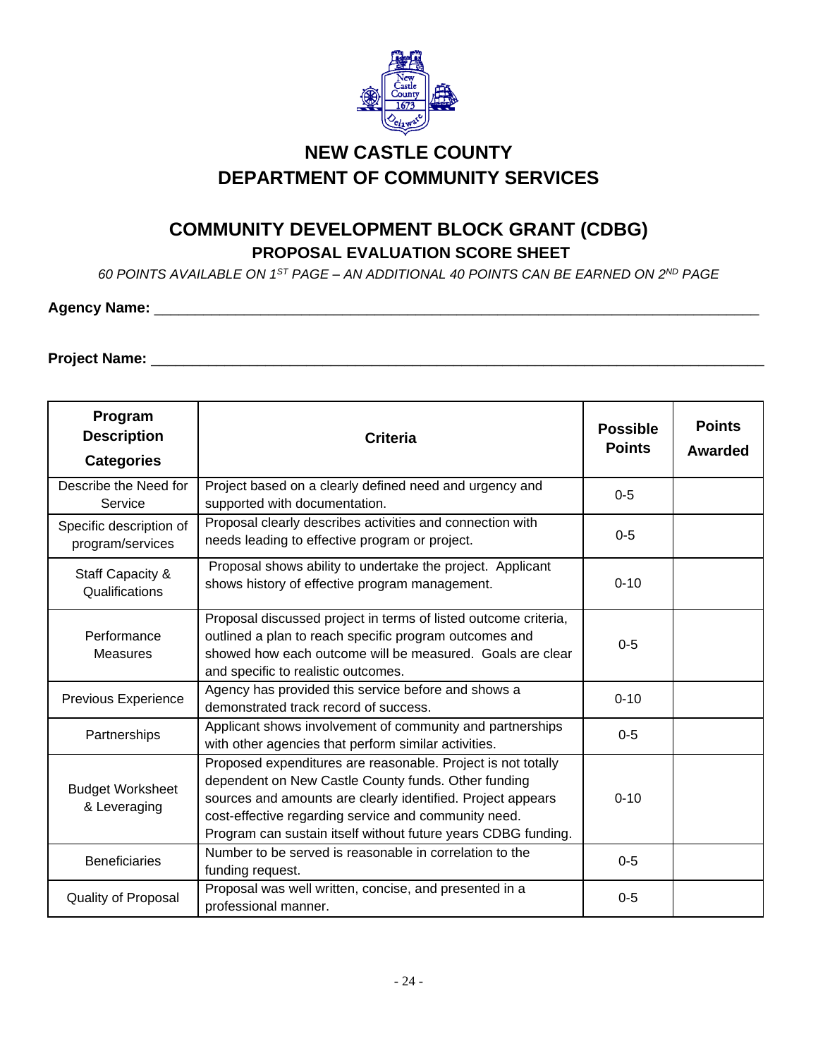# NEW CASTLE COUNTY
# DEPARTMENT OF COMMUNITY SERVICES

## COMMUNITY DEVELOPMENT BLOCK GRANT (CDBG)
### PROPOSAL EVALUATION SCORE SHEET

*60 POINTS AVAILABLE ON 1ST PAGE – AN ADDITIONAL 40 POINTS CAN BE EARNED ON 2ND PAGE*

**Agency Name:** ___________________________________________________________________________

**Project Name:** ___________________________________________________________________________

| Program Description Categories | Criteria | Possible Points | Points Awarded |
|---|---|---|---|
| Describe the Need for Service | Project based on a clearly defined need and urgency and supported with documentation. | 0-5 | |
| Specific description of program/services | Proposal clearly describes activities and connection with needs leading to effective program or project. | 0-5 | |
| Staff Capacity & Qualifications | Proposal shows ability to undertake the project. Applicant shows history of effective program management. | 0-10 | |
| Performance Measures | Proposal discussed project in terms of listed outcome criteria, outlined a plan to reach specific program outcomes and showed how each outcome will be measured. Goals are clear and specific to realistic outcomes. | 0-5 | |
| Previous Experience | Agency has provided this service before and shows a demonstrated track record of success. | 0-10 | |
| Partnerships | Applicant shows involvement of community and partnerships with other agencies that perform similar activities. | 0-5 | |
| Budget Worksheet & Leveraging | Proposed expenditures are reasonable. Project is not totally dependent on New Castle County funds. Other funding sources and amounts are clearly identified. Project appears cost-effective regarding service and community need. Program can sustain itself without future years CDBG funding. | 0-10 | |
| Beneficiaries | Number to be served is reasonable in correlation to the funding request. | 0-5 | |
| Quality of Proposal | Proposal was well written, concise, and presented in a professional manner. | 0-5 | |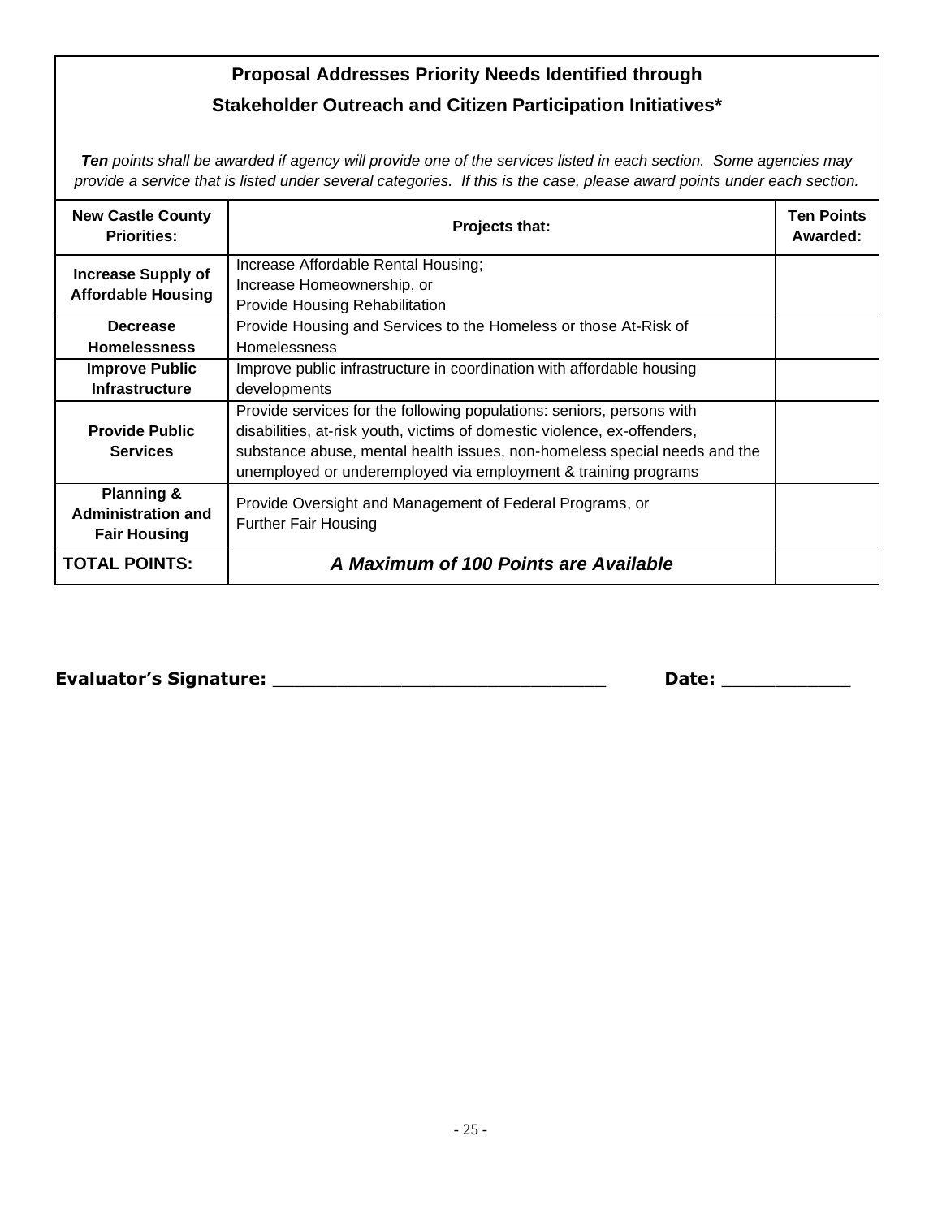## Proposal Addresses Priority Needs Identified through Stakeholder Outreach and Citizen Participation Initiatives*

***Ten** points shall be awarded if agency will provide one of the services listed in each section. Some agencies may provide a service that is listed under several categories. If this is the case, please award points under each section.*

| New Castle County Priorities: | Projects that: | Ten Points Awarded: |
|---|---|---|
| **Increase Supply of Affordable Housing** | Increase Affordable Rental Housing;<br>Increase Homeownership, or<br>Provide Housing Rehabilitation | |
| **Decrease Homelessness** | Provide Housing and Services to the Homeless or those At-Risk of Homelessness | |
| **Improve Public Infrastructure** | Improve public infrastructure in coordination with affordable housing developments | |
| **Provide Public Services** | Provide services for the following populations: seniors, persons with disabilities, at-risk youth, victims of domestic violence, ex-offenders, substance abuse, mental health issues, non-homeless special needs and the unemployed or underemployed via employment & training programs | |
| **Planning & Administration and Fair Housing** | Provide Oversight and Management of Federal Programs, or<br>Further Fair Housing | |
| **TOTAL POINTS:** | ***A Maximum of 100 Points are Available*** | |

**Evaluator's Signature:** ______________________________ **Date:** ____________